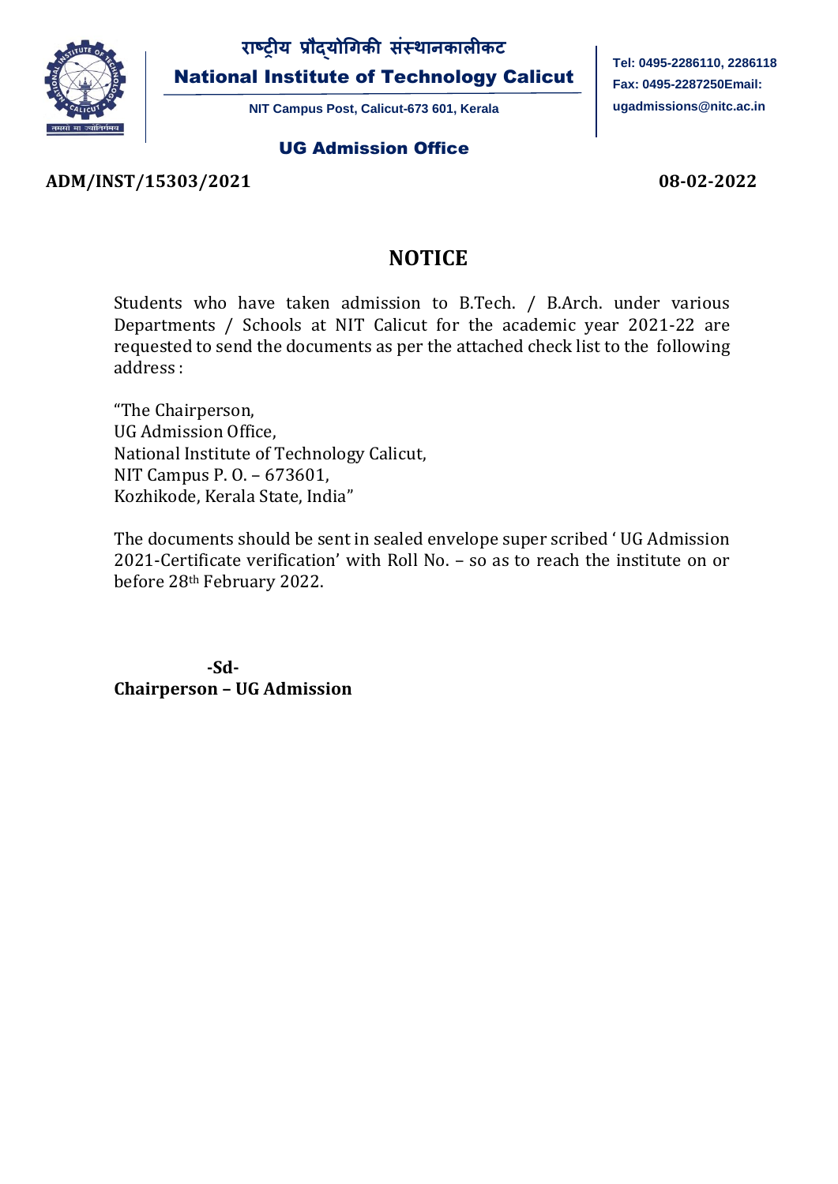राष्ट्रीय प्रौद्योगिकी संस्थानकालीकट

**National Institute of Technology Calicut**

NIT Campus Post, Calicut-673 601, Kerala

Tel: 0495-2286110, 2286118
Fax: 0495-2287250Email:
ugadmissions@nitc.ac.in

**UG Admission Office**

**ADM/INST/15303/2021** **08-02-2022**

# NOTICE

Students who have taken admission to B.Tech. / B.Arch. under various Departments / Schools at NIT Calicut for the academic year 2021-22 are requested to send the documents as per the attached check list to the following address :

"The Chairperson,
UG Admission Office,
National Institute of Technology Calicut,
NIT Campus P. O. – 673601,
Kozhikode, Kerala State, India"

The documents should be sent in sealed envelope super scribed ' UG Admission 2021-Certificate verification' with Roll No. – so as to reach the institute on or before 28th February 2022.

**-Sd-**
**Chairperson – UG Admission**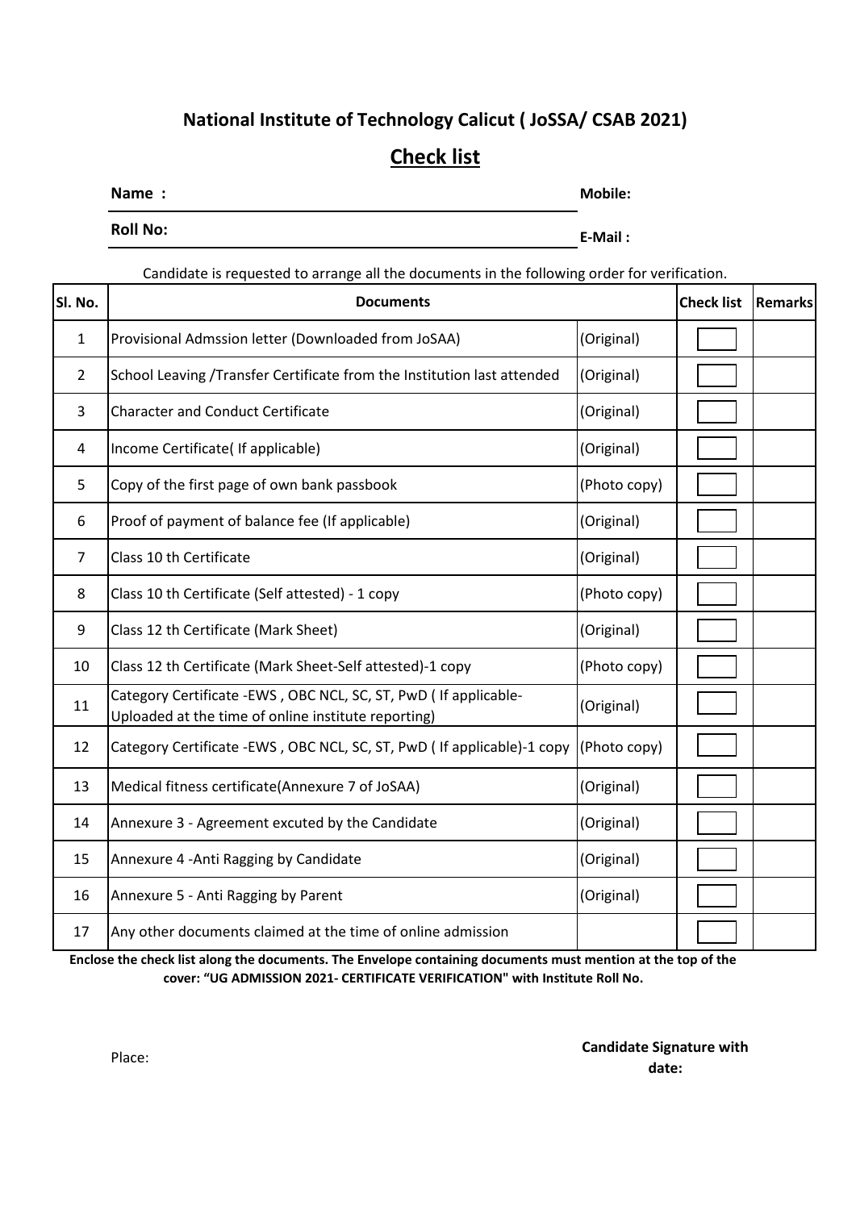## National Institute of Technology Calicut ( JoSSA/ CSAB 2021)

## Check list

**Name :** &nbsp;&nbsp;&nbsp;&nbsp;&nbsp;&nbsp;&nbsp;&nbsp;&nbsp;&nbsp;&nbsp;&nbsp;&nbsp;&nbsp;&nbsp;&nbsp;&nbsp;&nbsp;&nbsp;&nbsp;&nbsp;&nbsp;&nbsp;&nbsp;&nbsp;&nbsp;&nbsp;&nbsp;&nbsp;&nbsp; **Mobile:**

**Roll No:** &nbsp;&nbsp;&nbsp;&nbsp;&nbsp;&nbsp;&nbsp;&nbsp;&nbsp;&nbsp;&nbsp;&nbsp;&nbsp;&nbsp;&nbsp;&nbsp;&nbsp;&nbsp;&nbsp;&nbsp;&nbsp;&nbsp;&nbsp;&nbsp;&nbsp;&nbsp;&nbsp;&nbsp; **E-Mail :**

Candidate is requested to arrange all the documents in the following order for verification.

| Sl. No. | Documents | | Check list | Remarks |
|---|---|---|---|---|
| 1 | Provisional Admssion letter (Downloaded from JoSAA) | (Original) | | |
| 2 | School Leaving /Transfer Certificate from the Institution last attended | (Original) | | |
| 3 | Character and Conduct Certificate | (Original) | | |
| 4 | Income Certificate( If applicable) | (Original) | | |
| 5 | Copy of the first page of own bank passbook | (Photo copy) | | |
| 6 | Proof of payment of balance fee (If applicable) | (Original) | | |
| 7 | Class 10 th Certificate | (Original) | | |
| 8 | Class 10 th Certificate (Self attested) - 1 copy | (Photo copy) | | |
| 9 | Class 12 th Certificate (Mark Sheet) | (Original) | | |
| 10 | Class 12 th Certificate (Mark Sheet-Self attested)-1 copy | (Photo copy) | | |
| 11 | Category Certificate -EWS , OBC NCL, SC, ST, PwD ( If applicable- Uploaded at the time of online institute reporting) | (Original) | | |
| 12 | Category Certificate -EWS , OBC NCL, SC, ST, PwD ( If applicable)-1 copy | (Photo copy) | | |
| 13 | Medical fitness certificate(Annexure 7 of JoSAA) | (Original) | | |
| 14 | Annexure 3 - Agreement excuted by the Candidate | (Original) | | |
| 15 | Annexure 4 -Anti Ragging by Candidate | (Original) | | |
| 16 | Annexure 5 - Anti Ragging by Parent | (Original) | | |
| 17 | Any other documents claimed at the time of online admission | | | |

**Enclose the check list along the documents. The Envelope containing documents must mention at the top of the cover: "UG ADMISSION 2021- CERTIFICATE VERIFICATION" with Institute Roll No.**

Place: &nbsp;&nbsp;&nbsp;&nbsp;&nbsp;&nbsp;&nbsp;&nbsp;&nbsp;&nbsp;&nbsp;&nbsp;&nbsp;&nbsp;&nbsp;&nbsp;&nbsp;&nbsp;&nbsp;&nbsp;&nbsp;&nbsp;&nbsp;&nbsp;&nbsp;&nbsp;&nbsp;&nbsp;&nbsp;&nbsp; **Candidate Signature with date:**